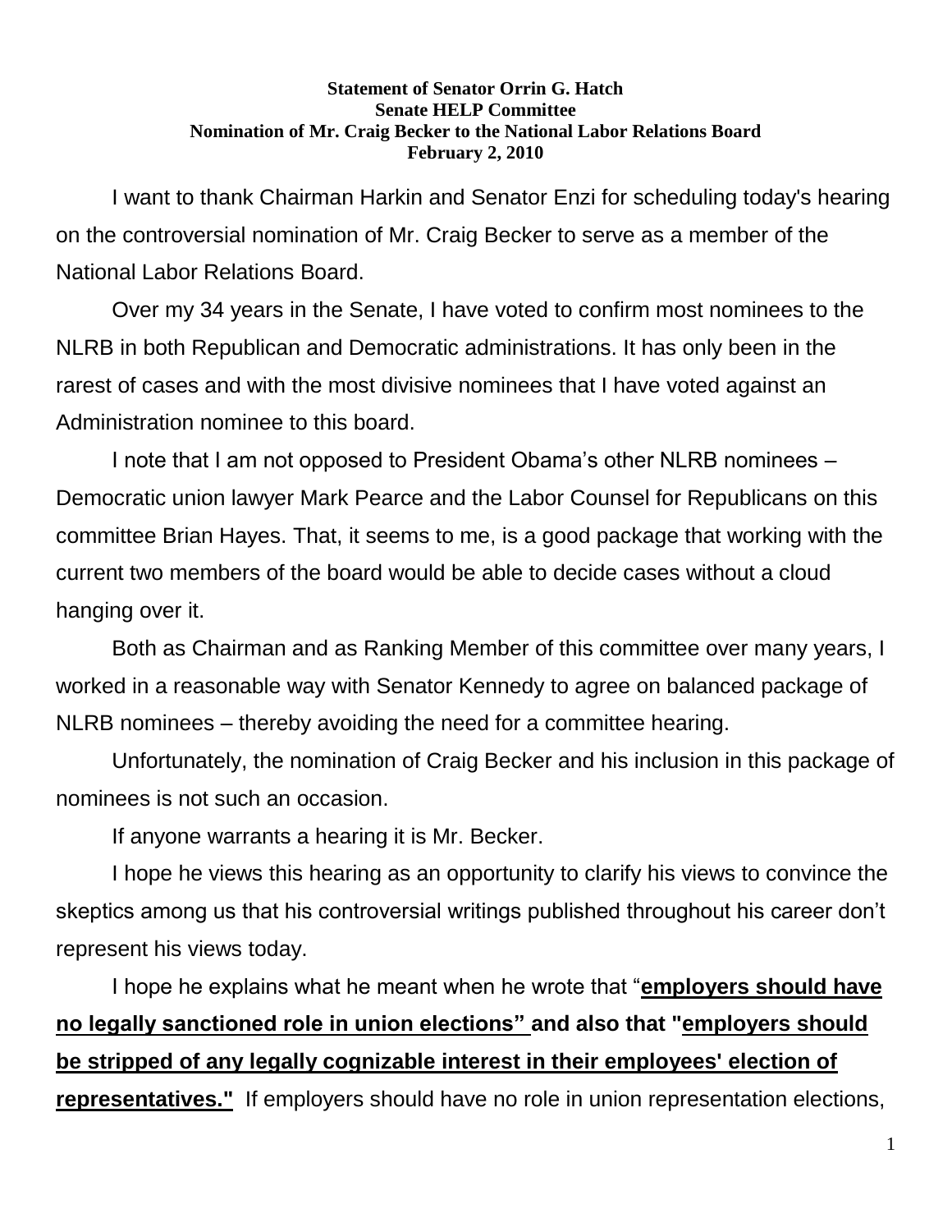**Statement of Senator Orrin G. Hatch**
**Senate HELP Committee**
**Nomination of Mr. Craig Becker to the National Labor Relations Board**
**February 2, 2010**

I want to thank Chairman Harkin and Senator Enzi for scheduling today's hearing on the controversial nomination of Mr. Craig Becker to serve as a member of the National Labor Relations Board.

Over my 34 years in the Senate, I have voted to confirm most nominees to the NLRB in both Republican and Democratic administrations. It has only been in the rarest of cases and with the most divisive nominees that I have voted against an Administration nominee to this board.

I note that I am not opposed to President Obama's other NLRB nominees – Democratic union lawyer Mark Pearce and the Labor Counsel for Republicans on this committee Brian Hayes. That, it seems to me, is a good package that working with the current two members of the board would be able to decide cases without a cloud hanging over it.

Both as Chairman and as Ranking Member of this committee over many years, I worked in a reasonable way with Senator Kennedy to agree on balanced package of NLRB nominees – thereby avoiding the need for a committee hearing.

Unfortunately, the nomination of Craig Becker and his inclusion in this package of nominees is not such an occasion.

If anyone warrants a hearing it is Mr. Becker.

I hope he views this hearing as an opportunity to clarify his views to convince the skeptics among us that his controversial writings published throughout his career don't represent his views today.

I hope he explains what he meant when he wrote that "**employers should have no legally sanctioned role in union elections" and also that "employers should be stripped of any legally cognizable interest in their employees' election of representatives."** If employers should have no role in union representation elections,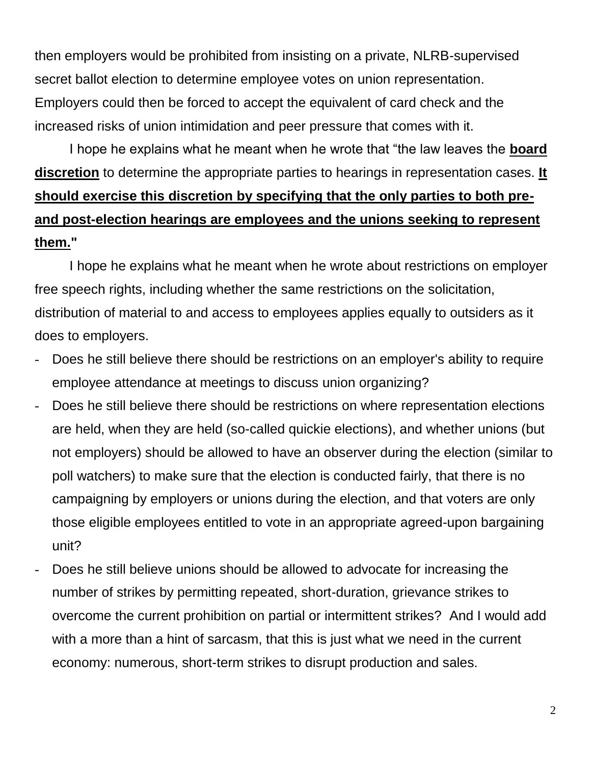then employers would be prohibited from insisting on a private, NLRB-supervised secret ballot election to determine employee votes on union representation. Employers could then be forced to accept the equivalent of card check and the increased risks of union intimidation and peer pressure that comes with it.

I hope he explains what he meant when he wrote that "the law leaves the **board discretion** to determine the appropriate parties to hearings in representation cases. **It should exercise this discretion by specifying that the only parties to both pre- and post-election hearings are employees and the unions seeking to represent them.**"

I hope he explains what he meant when he wrote about restrictions on employer free speech rights, including whether the same restrictions on the solicitation, distribution of material to and access to employees applies equally to outsiders as it does to employers.

- Does he still believe there should be restrictions on an employer's ability to require employee attendance at meetings to discuss union organizing?
- Does he still believe there should be restrictions on where representation elections are held, when they are held (so-called quickie elections), and whether unions (but not employers) should be allowed to have an observer during the election (similar to poll watchers) to make sure that the election is conducted fairly, that there is no campaigning by employers or unions during the election, and that voters are only those eligible employees entitled to vote in an appropriate agreed-upon bargaining unit?
- Does he still believe unions should be allowed to advocate for increasing the number of strikes by permitting repeated, short-duration, grievance strikes to overcome the current prohibition on partial or intermittent strikes? And I would add with a more than a hint of sarcasm, that this is just what we need in the current economy: numerous, short-term strikes to disrupt production and sales.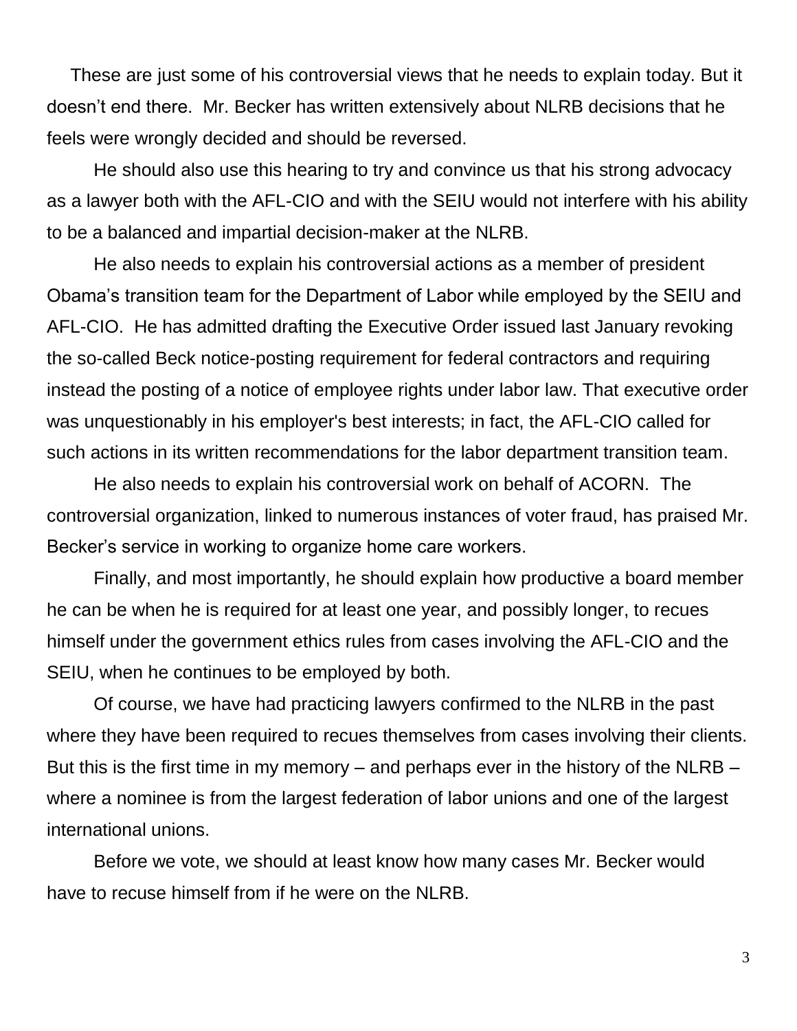These are just some of his controversial views that he needs to explain today. But it doesn't end there. Mr. Becker has written extensively about NLRB decisions that he feels were wrongly decided and should be reversed.

He should also use this hearing to try and convince us that his strong advocacy as a lawyer both with the AFL-CIO and with the SEIU would not interfere with his ability to be a balanced and impartial decision-maker at the NLRB.

He also needs to explain his controversial actions as a member of president Obama's transition team for the Department of Labor while employed by the SEIU and AFL-CIO. He has admitted drafting the Executive Order issued last January revoking the so-called Beck notice-posting requirement for federal contractors and requiring instead the posting of a notice of employee rights under labor law. That executive order was unquestionably in his employer's best interests; in fact, the AFL-CIO called for such actions in its written recommendations for the labor department transition team.

He also needs to explain his controversial work on behalf of ACORN. The controversial organization, linked to numerous instances of voter fraud, has praised Mr. Becker's service in working to organize home care workers.

Finally, and most importantly, he should explain how productive a board member he can be when he is required for at least one year, and possibly longer, to recues himself under the government ethics rules from cases involving the AFL-CIO and the SEIU, when he continues to be employed by both.

Of course, we have had practicing lawyers confirmed to the NLRB in the past where they have been required to recues themselves from cases involving their clients. But this is the first time in my memory – and perhaps ever in the history of the NLRB – where a nominee is from the largest federation of labor unions and one of the largest international unions.

Before we vote, we should at least know how many cases Mr. Becker would have to recuse himself from if he were on the NLRB.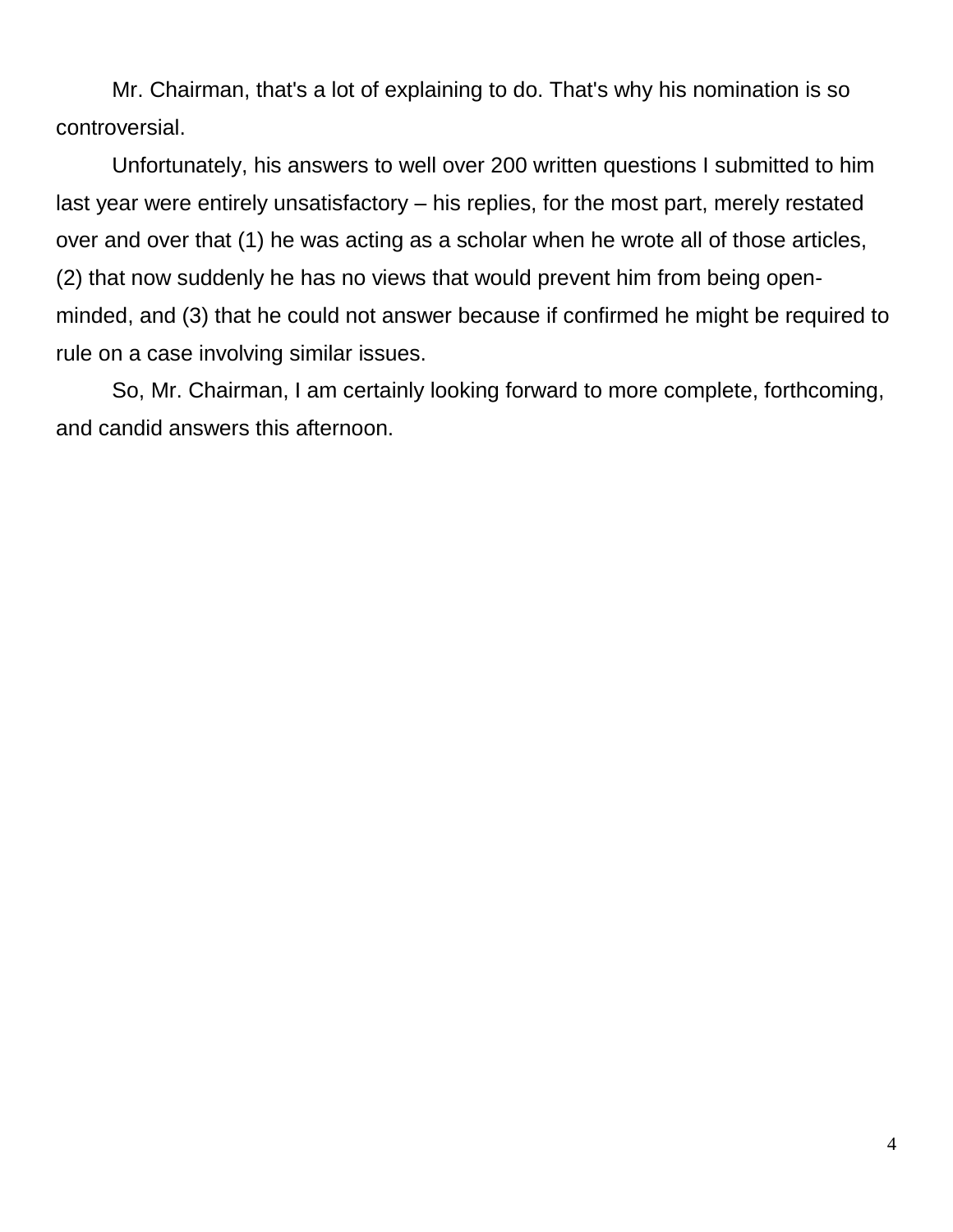Mr. Chairman, that's a lot of explaining to do. That's why his nomination is so controversial.

Unfortunately, his answers to well over 200 written questions I submitted to him last year were entirely unsatisfactory – his replies, for the most part, merely restated over and over that (1) he was acting as a scholar when he wrote all of those articles, (2) that now suddenly he has no views that would prevent him from being open-minded, and (3) that he could not answer because if confirmed he might be required to rule on a case involving similar issues.

So, Mr. Chairman, I am certainly looking forward to more complete, forthcoming, and candid answers this afternoon.